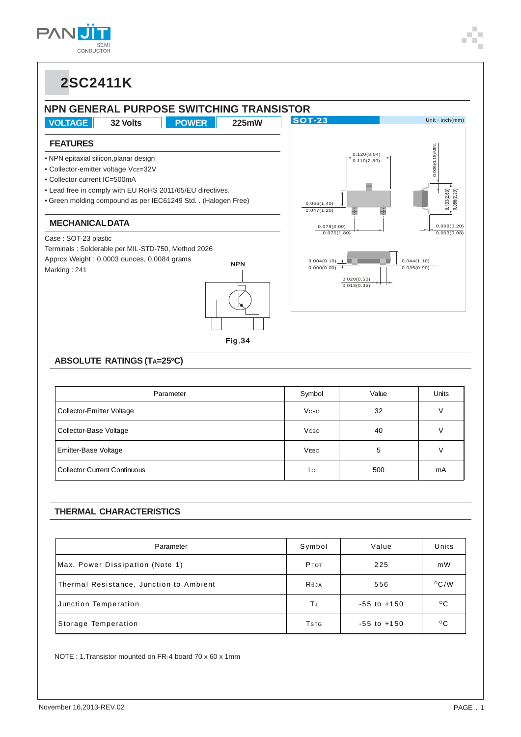# 2SC2411K

## NPN GENERAL PURPOSE SWITCHING TRANSISTOR

| VOLTAGE | 32 Volts | POWER | 225mW |
|---|---|---|---|

SOT-23 Unit : inch(mm)

### FEATURES

- NPN epitaxial silicon,planar design
- Collector-emitter voltage $V_{CE}$=32V
- Collector current IC=500mA
- Lead free in comply with EU RoHS 2011/65/EU directives.
- Green molding compound as per IEC61249 Std. . (Halogen Free)

### MECHANICAL DATA

Case : SOT-23 plastic

Terminals : Solderable per MIL-STD-750, Method 2026

Approx Weight : 0.0003 ounces, 0.0084 grams

Marking : 241

NPN

Fig.34

### ABSOLUTE RATINGS ($T_A$=25°C)

| Parameter | Symbol | Value | Units |
|---|---|---|---|
| Collector-Emitter Voltage | $V_{CEO}$ | 32 | V |
| Collector-Base Voltage | $V_{CBO}$ | 40 | V |
| Emitter-Base Voltage | $V_{EBO}$ | 5 | V |
| Collector Current Continuous | $I_C$ | 500 | mA |

### THERMAL CHARACTERISTICS

| Parameter | Symbol | Value | Units |
|---|---|---|---|
| Max. Power Dissipation (Note 1) | $P_{TOT}$ | 225 | mW |
| Thermal Resistance, Junction to Ambient | $R_{\theta JA}$ | 556 | °C/W |
| Junction Temperation | $T_J$ | -55 to +150 | °C |
| Storage Temperation | $T_{STG}$ | -55 to +150 | °C |

NOTE : 1.Transistor mounted on FR-4 board 70 x 60 x 1mm

November 16,2013-REV.02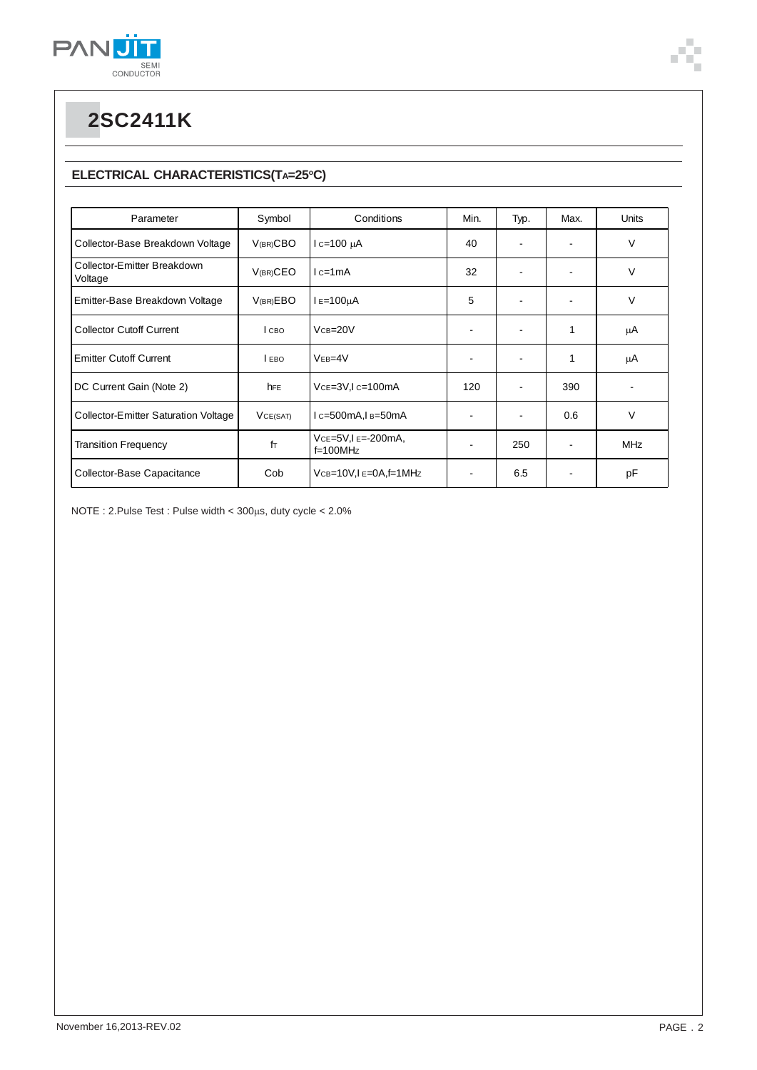# 2SC2411K

## ELECTRICAL CHARACTERISTICS($T_A$=25°C)

| Parameter | Symbol | Conditions | Min. | Typ. | Max. | Units |
|---|---|---|---|---|---|---|
| Collector-Base Breakdown Voltage | $V_{(BR)CBO}$ | $I_C$=100 μA | 40 | - | - | V |
| Collector-Emitter Breakdown Voltage | $V_{(BR)CEO}$ | $I_C$=1mA | 32 | - | - | V |
| Emitter-Base Breakdown Voltage | $V_{(BR)EBO}$ | $I_E$=100μA | 5 | - | - | V |
| Collector Cutoff Current | $I_{CBO}$ | $V_{CB}$=20V | - | - | 1 | μA |
| Emitter Cutoff Current | $I_{EBO}$ | $V_{EB}$=4V | - | - | 1 | μA |
| DC Current Gain (Note 2) | $h_{FE}$ | $V_{CE}$=3V,$I_C$=100mA | 120 | - | 390 | - |
| Collector-Emitter Saturation Voltage | $V_{CE(SAT)}$ | $I_C$=500mA,$I_B$=50mA | - | - | 0.6 | V |
| Transition Frequency | $f_T$ | $V_{CE}$=5V,$I_E$=-200mA, f=100MHz | - | 250 | - | MHz |
| Collector-Base Capacitance | Cob | $V_{CB}$=10V,$I_E$=0A,f=1MHz | - | 6.5 | - | pF |

NOTE : 2.Pulse Test : Pulse width < 300μs, duty cycle < 2.0%

November 16,2013-REV.02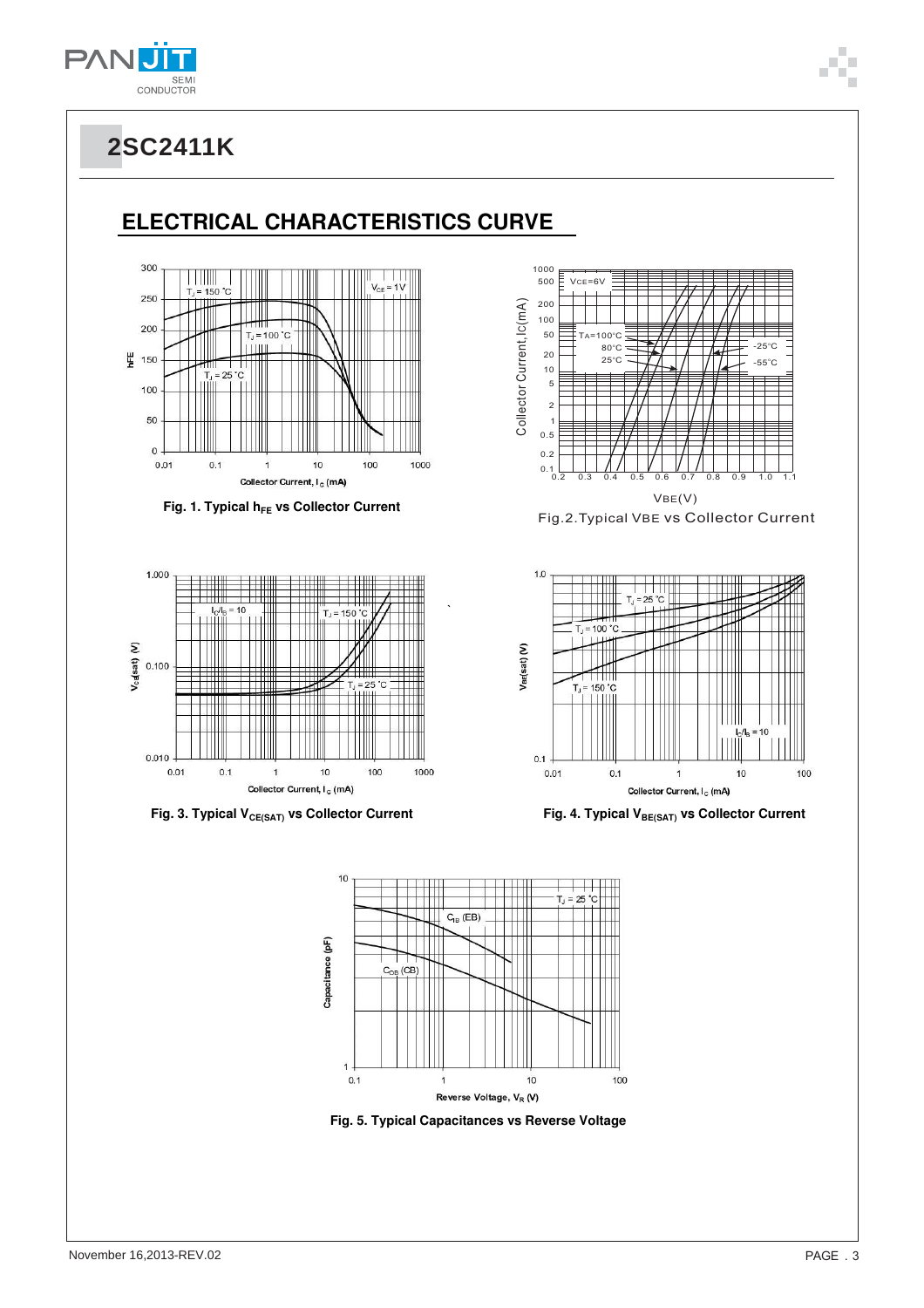# 2SC2411K

## ELECTRICAL CHARACTERISTICS CURVE

Fig. 1. Typical $h_{FE}$ vs Collector Current

Fig.2.Typical VBE vs Collector Current

Fig. 3. Typical $V_{CE(SAT)}$ vs Collector Current

Fig. 4. Typical $V_{BE(SAT)}$ vs Collector Current

Fig. 5. Typical Capacitances vs Reverse Voltage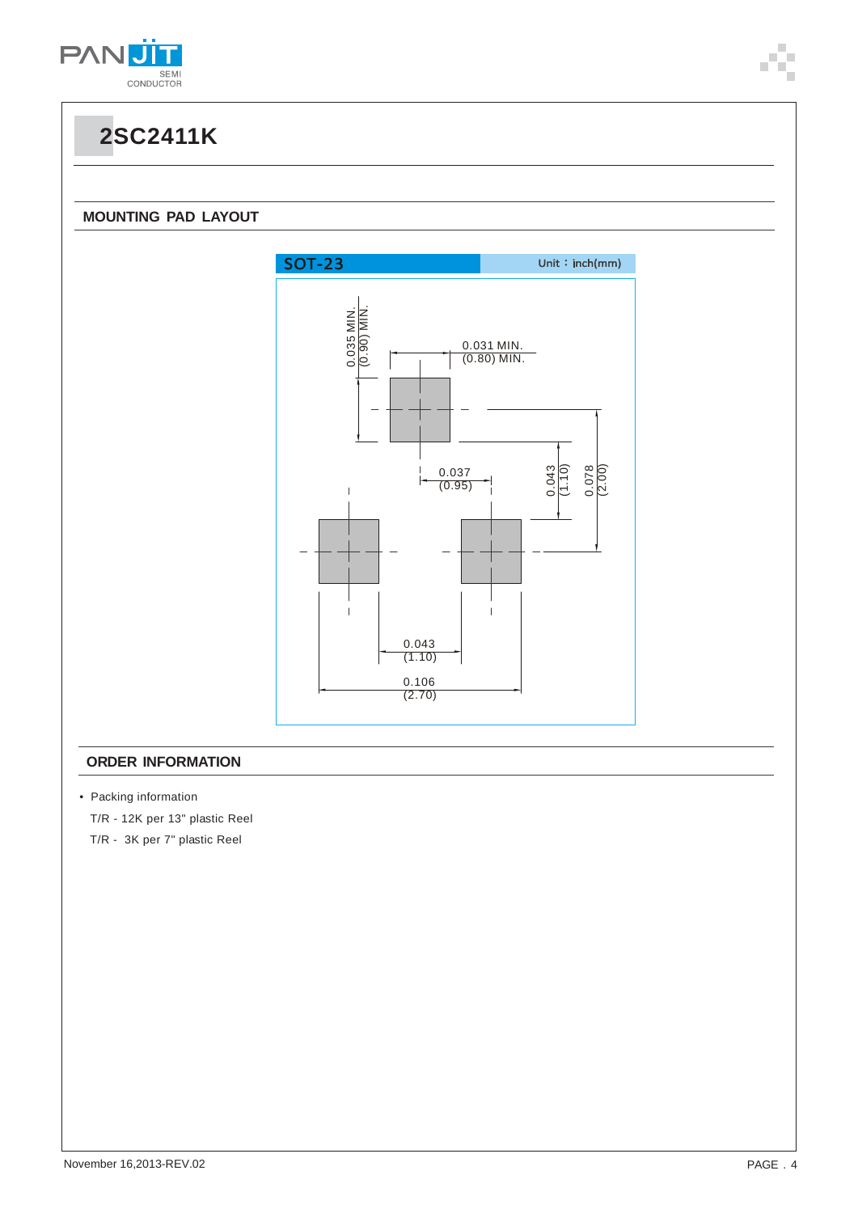# 2SC2411K

## MOUNTING PAD LAYOUT

SOT-23 Unit：inch(mm)

0.035 MIN. (0.90) MIN.

0.031 MIN. (0.80) MIN.

0.037 (0.95)

0.043 (1.10)

0.078 (2.00)

0.043 (1.10)

0.106 (2.70)

## ORDER INFORMATION

- Packing information

  T/R - 12K per 13" plastic Reel

  T/R - 3K per 7" plastic Reel

November 16,2013-REV.02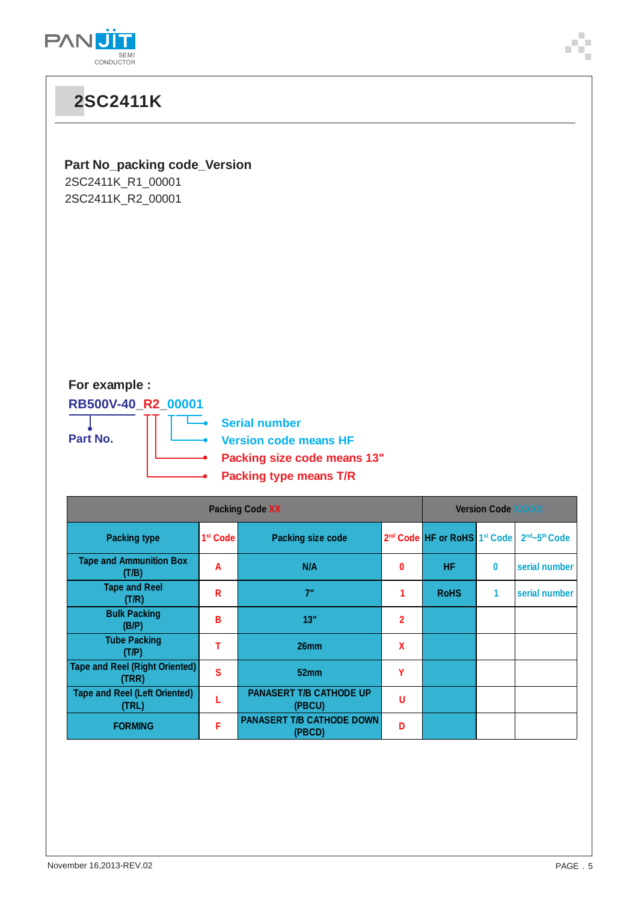# 2SC2411K

**Part No_packing code_Version**

2SC2411K_R1_00001

2SC2411K_R2_00001

**For example :**

**RB500V-40_R2_00001**

**Part No.**

- Serial number
- Version code means HF
- Packing size code means 13"
- Packing type means T/R

| Packing Code XX | | | | Version Code XXXXX | | |
|---|---|---|---|---|---|---|
| Packing type | 1st Code | Packing size code | 2nd Code | HF or RoHS | 1st Code | 2nd~5th Code |
| Tape and Ammunition Box (T/B) | A | N/A | 0 | HF | 0 | serial number |
| Tape and Reel (T/R) | R | 7" | 1 | RoHS | 1 | serial number |
| Bulk Packing (B/P) | B | 13" | 2 | | | |
| Tube Packing (T/P) | T | 26mm | X | | | |
| Tape and Reel (Right Oriented) (TRR) | S | 52mm | Y | | | |
| Tape and Reel (Left Oriented) (TRL) | L | PANASERT T/B CATHODE UP (PBCU) | U | | | |
| FORMING | F | PANASERT T/B CATHODE DOWN (PBCD) | D | | | |

November 16,2013-REV.02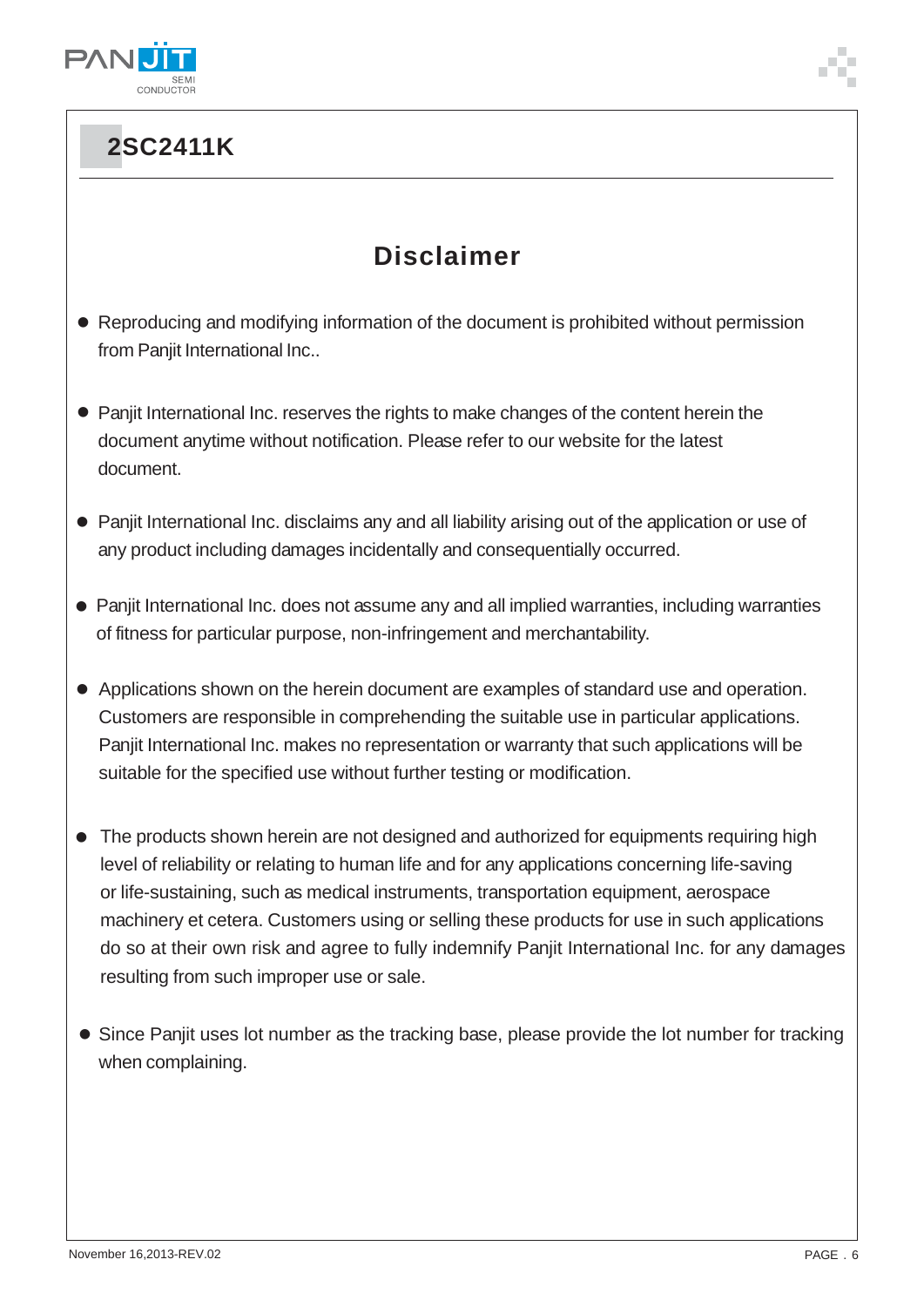# 2SC2411K

## Disclaimer

- Reproducing and modifying information of the document is prohibited without permission from Panjit International Inc..
- Panjit International Inc. reserves the rights to make changes of the content herein the document anytime without notification. Please refer to our website for the latest document.
- Panjit International Inc. disclaims any and all liability arising out of the application or use of any product including damages incidentally and consequentially occurred.
- Panjit International Inc. does not assume any and all implied warranties, including warranties of fitness for particular purpose, non-infringement and merchantability.
- Applications shown on the herein document are examples of standard use and operation. Customers are responsible in comprehending the suitable use in particular applications. Panjit International Inc. makes no representation or warranty that such applications will be suitable for the specified use without further testing or modification.
- The products shown herein are not designed and authorized for equipments requiring high level of reliability or relating to human life and for any applications concerning life-saving or life-sustaining, such as medical instruments, transportation equipment, aerospace machinery et cetera. Customers using or selling these products for use in such applications do so at their own risk and agree to fully indemnify Panjit International Inc. for any damages resulting from such improper use or sale.
- Since Panjit uses lot number as the tracking base, please provide the lot number for tracking when complaining.

November 16,2013-REV.02